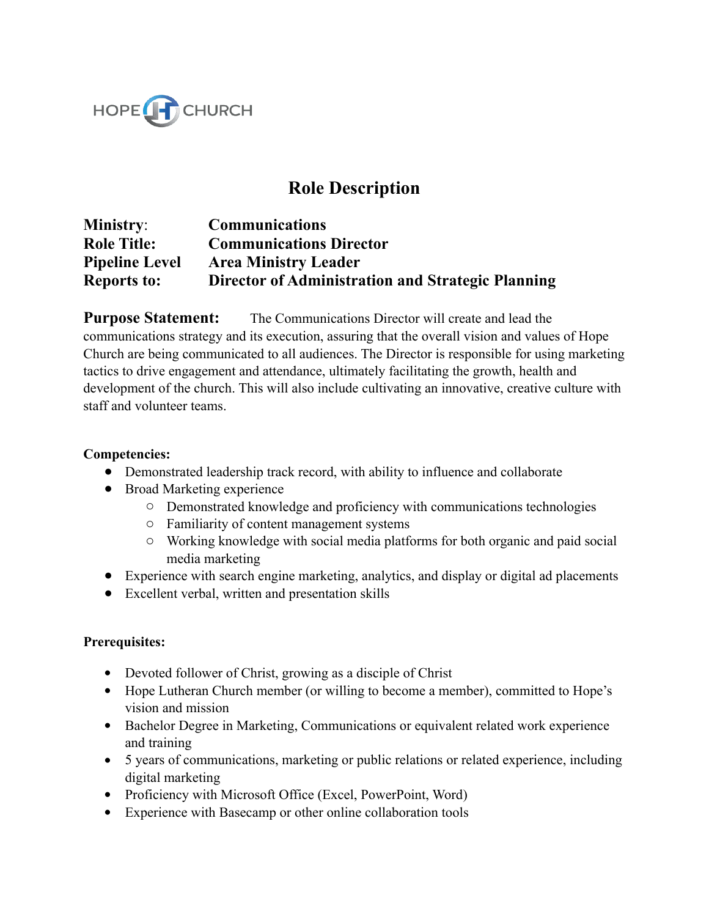HOPE CHURCH

# Role Description

**Ministry**: **Communications**
**Role Title:** **Communications Director**
**Pipeline Level** **Area Ministry Leader**
**Reports to:** **Director of Administration and Strategic Planning**

**Purpose Statement:** The Communications Director will create and lead the communications strategy and its execution, assuring that the overall vision and values of Hope Church are being communicated to all audiences. The Director is responsible for using marketing tactics to drive engagement and attendance, ultimately facilitating the growth, health and development of the church. This will also include cultivating an innovative, creative culture with staff and volunteer teams.

**Competencies:**

- Demonstrated leadership track record, with ability to influence and collaborate
- Broad Marketing experience
  - Demonstrated knowledge and proficiency with communications technologies
  - Familiarity of content management systems
  - Working knowledge with social media platforms for both organic and paid social media marketing
- Experience with search engine marketing, analytics, and display or digital ad placements
- Excellent verbal, written and presentation skills

**Prerequisites:**

- Devoted follower of Christ, growing as a disciple of Christ
- Hope Lutheran Church member (or willing to become a member), committed to Hope's vision and mission
- Bachelor Degree in Marketing, Communications or equivalent related work experience and training
- 5 years of communications, marketing or public relations or related experience, including digital marketing
- Proficiency with Microsoft Office (Excel, PowerPoint, Word)
- Experience with Basecamp or other online collaboration tools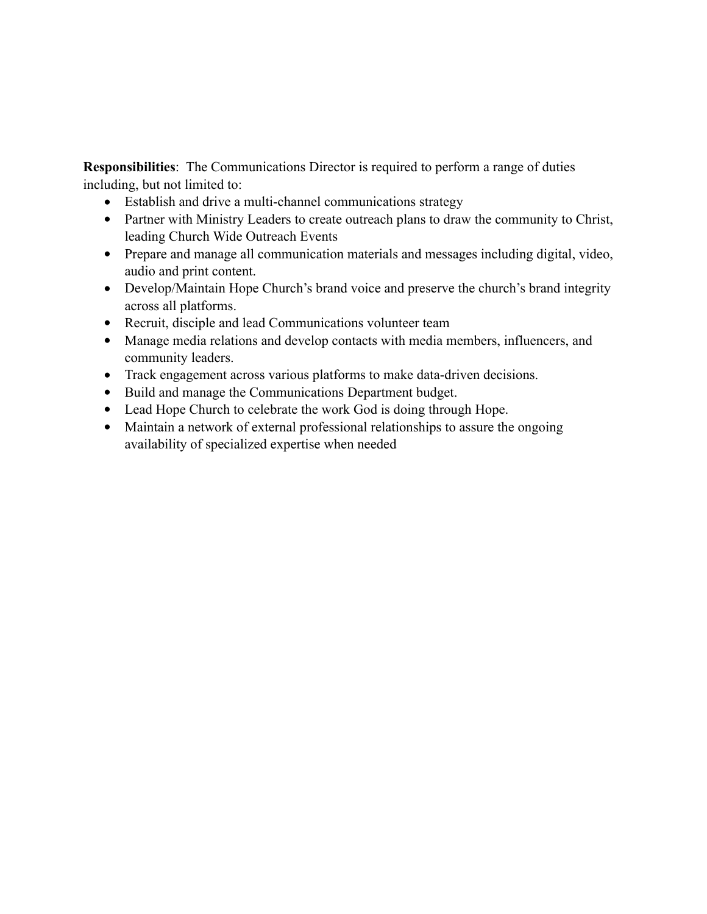**Responsibilities**: The Communications Director is required to perform a range of duties including, but not limited to:

- Establish and drive a multi-channel communications strategy
- Partner with Ministry Leaders to create outreach plans to draw the community to Christ, leading Church Wide Outreach Events
- Prepare and manage all communication materials and messages including digital, video, audio and print content.
- Develop/Maintain Hope Church's brand voice and preserve the church's brand integrity across all platforms.
- Recruit, disciple and lead Communications volunteer team
- Manage media relations and develop contacts with media members, influencers, and community leaders.
- Track engagement across various platforms to make data-driven decisions.
- Build and manage the Communications Department budget.
- Lead Hope Church to celebrate the work God is doing through Hope.
- Maintain a network of external professional relationships to assure the ongoing availability of specialized expertise when needed